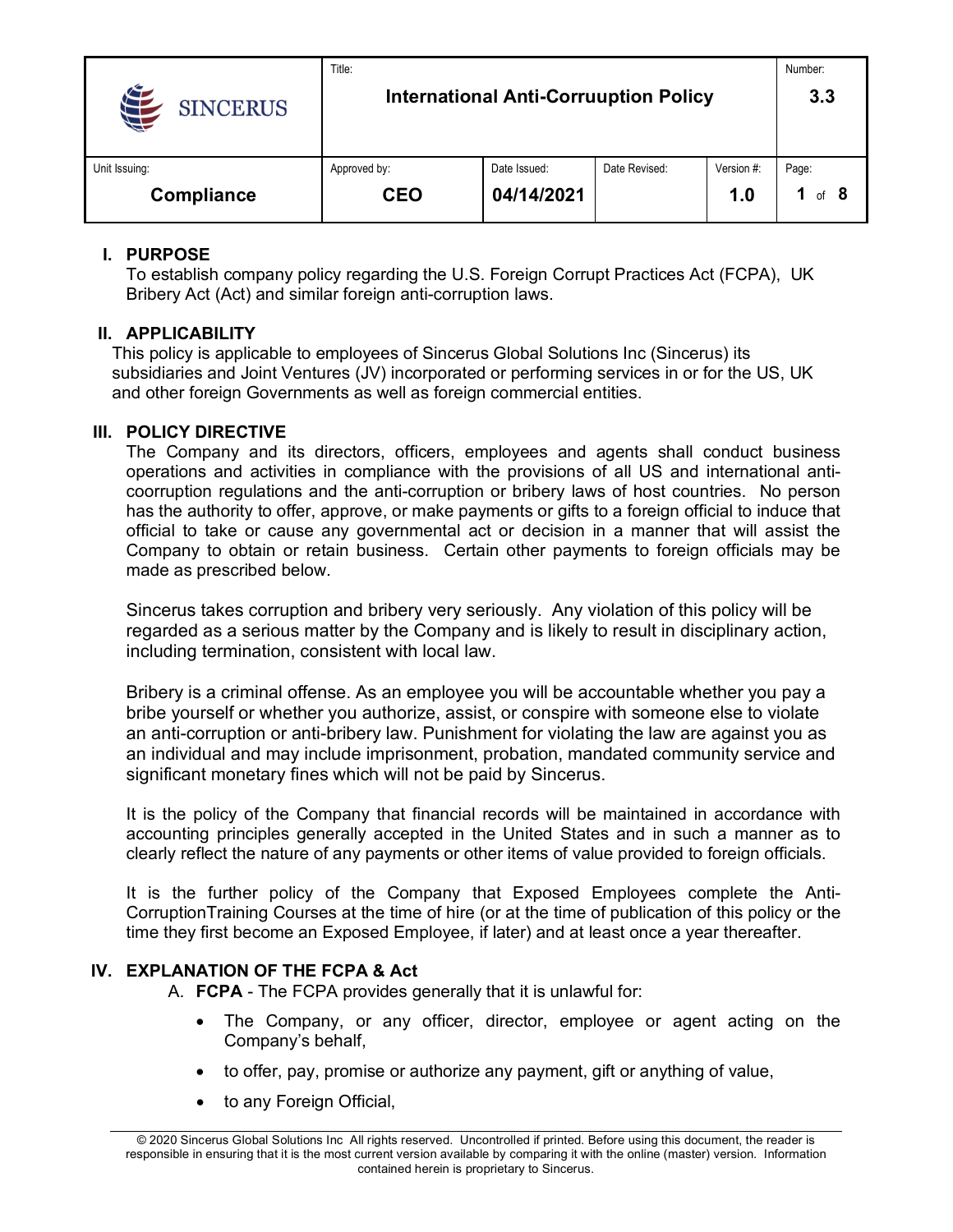| SINCERUS | Title: **International Anti-Corruuption Policy** | | | | Number: **3.3** |
|---|---|---|---|---|---|
| Unit Issuing: **Compliance** | Approved by: **CEO** | Date Issued: **04/14/2021** | Date Revised: | Version #: **1.0** | Page: **1 of 8** |

## I. PURPOSE

To establish company policy regarding the U.S. Foreign Corrupt Practices Act (FCPA), UK Bribery Act (Act) and similar foreign anti-corruption laws.

## II. APPLICABILITY

This policy is applicable to employees of Sincerus Global Solutions Inc (Sincerus) its subsidiaries and Joint Ventures (JV) incorporated or performing services in or for the US, UK and other foreign Governments as well as foreign commercial entities.

## III. POLICY DIRECTIVE

The Company and its directors, officers, employees and agents shall conduct business operations and activities in compliance with the provisions of all US and international anti-coorruption regulations and the anti-corruption or bribery laws of host countries. No person has the authority to offer, approve, or make payments or gifts to a foreign official to induce that official to take or cause any governmental act or decision in a manner that will assist the Company to obtain or retain business. Certain other payments to foreign officials may be made as prescribed below.

Sincerus takes corruption and bribery very seriously. Any violation of this policy will be regarded as a serious matter by the Company and is likely to result in disciplinary action, including termination, consistent with local law.

Bribery is a criminal offense. As an employee you will be accountable whether you pay a bribe yourself or whether you authorize, assist, or conspire with someone else to violate an anti-corruption or anti-bribery law. Punishment for violating the law are against you as an individual and may include imprisonment, probation, mandated community service and significant monetary fines which will not be paid by Sincerus.

It is the policy of the Company that financial records will be maintained in accordance with accounting principles generally accepted in the United States and in such a manner as to clearly reflect the nature of any payments or other items of value provided to foreign officials.

It is the further policy of the Company that Exposed Employees complete the Anti-CorruptionTraining Courses at the time of hire (or at the time of publication of this policy or the time they first become an Exposed Employee, if later) and at least once a year thereafter.

## IV. EXPLANATION OF THE FCPA & Act

A. **FCPA** - The FCPA provides generally that it is unlawful for:

- The Company, or any officer, director, employee or agent acting on the Company's behalf,
- to offer, pay, promise or authorize any payment, gift or anything of value,
- to any Foreign Official,

© 2020 Sincerus Global Solutions Inc All rights reserved. Uncontrolled if printed. Before using this document, the reader is responsible in ensuring that it is the most current version available by comparing it with the online (master) version. Information contained herein is proprietary to Sincerus.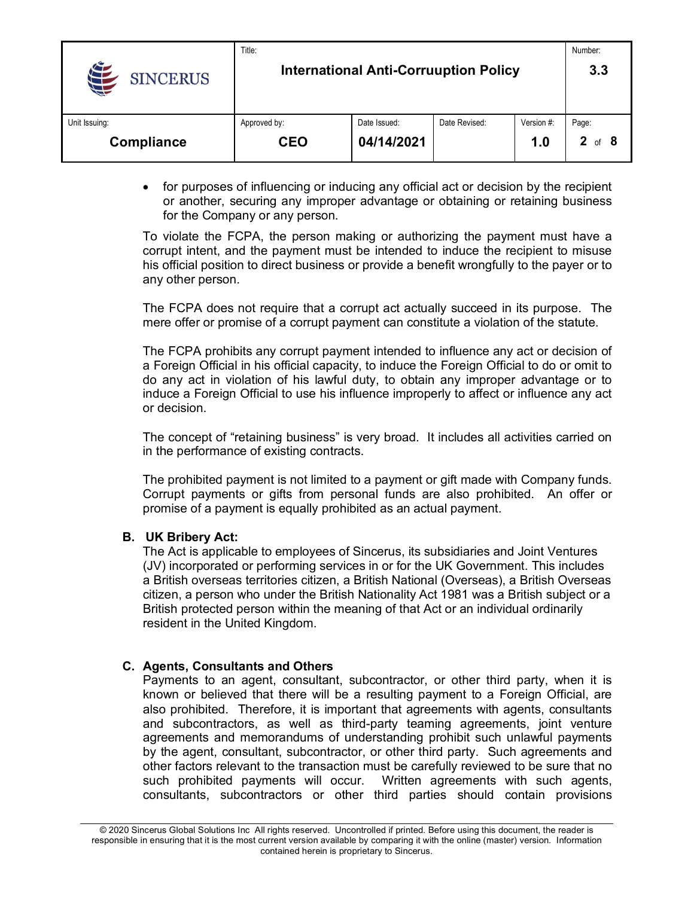- for purposes of influencing or inducing any official act or decision by the recipient or another, securing any improper advantage or obtaining or retaining business for the Company or any person.

To violate the FCPA, the person making or authorizing the payment must have a corrupt intent, and the payment must be intended to induce the recipient to misuse his official position to direct business or provide a benefit wrongfully to the payer or to any other person.

The FCPA does not require that a corrupt act actually succeed in its purpose. The mere offer or promise of a corrupt payment can constitute a violation of the statute.

The FCPA prohibits any corrupt payment intended to influence any act or decision of a Foreign Official in his official capacity, to induce the Foreign Official to do or omit to do any act in violation of his lawful duty, to obtain any improper advantage or to induce a Foreign Official to use his influence improperly to affect or influence any act or decision.

The concept of "retaining business" is very broad. It includes all activities carried on in the performance of existing contracts.

The prohibited payment is not limited to a payment or gift made with Company funds. Corrupt payments or gifts from personal funds are also prohibited. An offer or promise of a payment is equally prohibited as an actual payment.

### B. UK Bribery Act:

The Act is applicable to employees of Sincerus, its subsidiaries and Joint Ventures (JV) incorporated or performing services in or for the UK Government. This includes a British overseas territories citizen, a British National (Overseas), a British Overseas citizen, a person who under the British Nationality Act 1981 was a British subject or a British protected person within the meaning of that Act or an individual ordinarily resident in the United Kingdom.

### C. Agents, Consultants and Others

Payments to an agent, consultant, subcontractor, or other third party, when it is known or believed that there will be a resulting payment to a Foreign Official, are also prohibited. Therefore, it is important that agreements with agents, consultants and subcontractors, as well as third-party teaming agreements, joint venture agreements and memorandums of understanding prohibit such unlawful payments by the agent, consultant, subcontractor, or other third party. Such agreements and other factors relevant to the transaction must be carefully reviewed to be sure that no such prohibited payments will occur. Written agreements with such agents, consultants, subcontractors or other third parties should contain provisions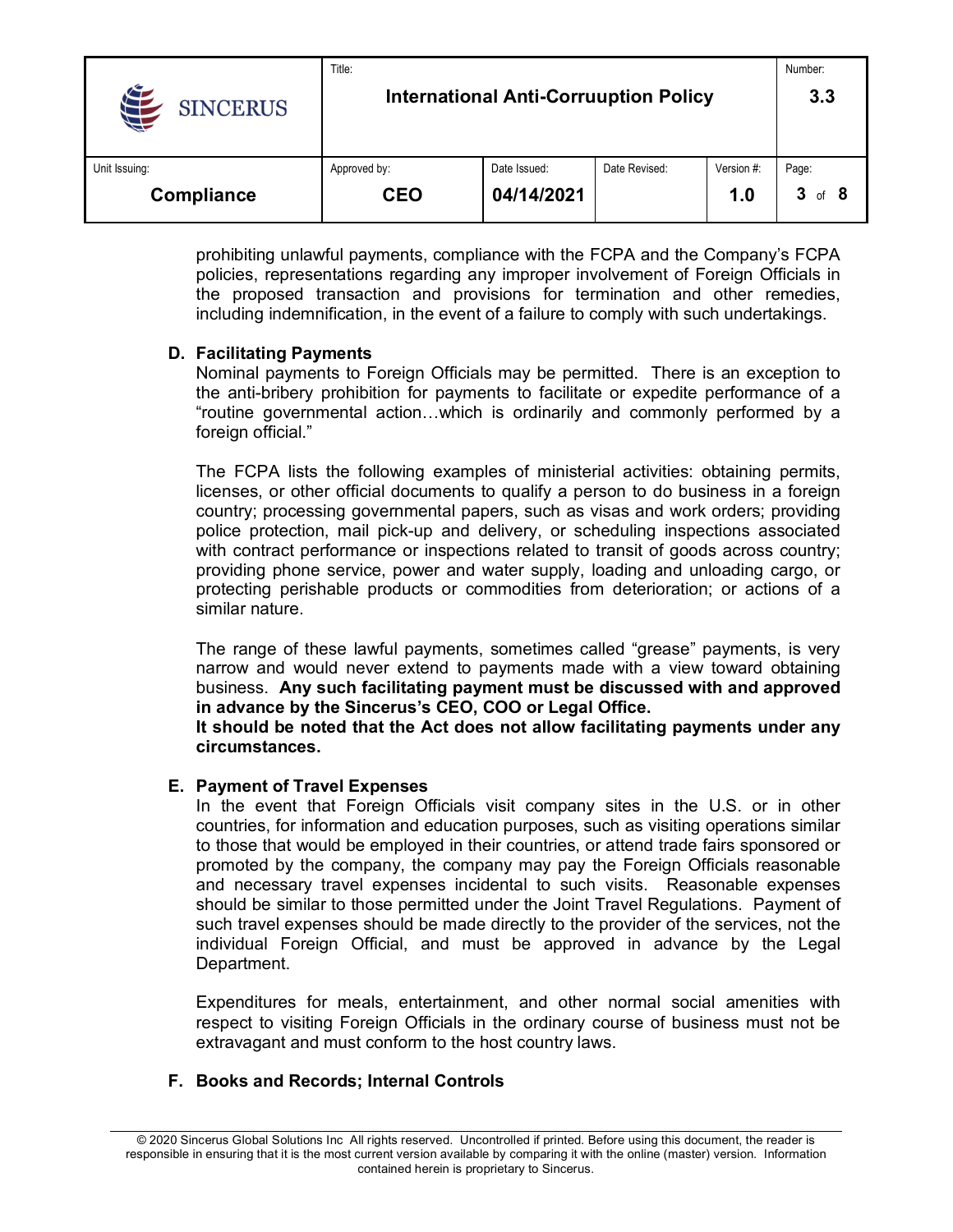prohibiting unlawful payments, compliance with the FCPA and the Company's FCPA policies, representations regarding any improper involvement of Foreign Officials in the proposed transaction and provisions for termination and other remedies, including indemnification, in the event of a failure to comply with such undertakings.

**D. Facilitating Payments**

Nominal payments to Foreign Officials may be permitted. There is an exception to the anti-bribery prohibition for payments to facilitate or expedite performance of a "routine governmental action…which is ordinarily and commonly performed by a foreign official."

The FCPA lists the following examples of ministerial activities: obtaining permits, licenses, or other official documents to qualify a person to do business in a foreign country; processing governmental papers, such as visas and work orders; providing police protection, mail pick-up and delivery, or scheduling inspections associated with contract performance or inspections related to transit of goods across country; providing phone service, power and water supply, loading and unloading cargo, or protecting perishable products or commodities from deterioration; or actions of a similar nature.

The range of these lawful payments, sometimes called "grease" payments, is very narrow and would never extend to payments made with a view toward obtaining business. **Any such facilitating payment must be discussed with and approved in advance by the Sincerus's CEO, COO or Legal Office.**
**It should be noted that the Act does not allow facilitating payments under any circumstances.**

**E. Payment of Travel Expenses**

In the event that Foreign Officials visit company sites in the U.S. or in other countries, for information and education purposes, such as visiting operations similar to those that would be employed in their countries, or attend trade fairs sponsored or promoted by the company, the company may pay the Foreign Officials reasonable and necessary travel expenses incidental to such visits. Reasonable expenses should be similar to those permitted under the Joint Travel Regulations. Payment of such travel expenses should be made directly to the provider of the services, not the individual Foreign Official, and must be approved in advance by the Legal Department.

Expenditures for meals, entertainment, and other normal social amenities with respect to visiting Foreign Officials in the ordinary course of business must not be extravagant and must conform to the host country laws.

**F. Books and Records; Internal Controls**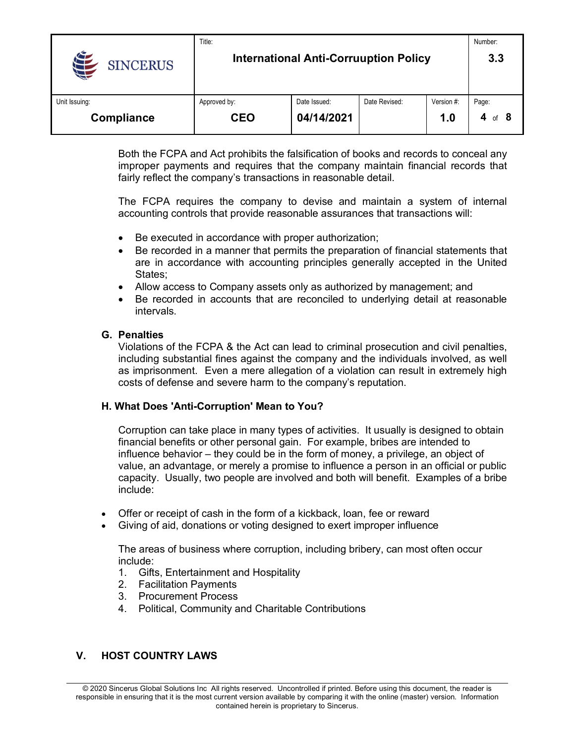Both the FCPA and Act prohibits the falsification of books and records to conceal any improper payments and requires that the company maintain financial records that fairly reflect the company's transactions in reasonable detail.

The FCPA requires the company to devise and maintain a system of internal accounting controls that provide reasonable assurances that transactions will:

- Be executed in accordance with proper authorization;
- Be recorded in a manner that permits the preparation of financial statements that are in accordance with accounting principles generally accepted in the United States;
- Allow access to Company assets only as authorized by management; and
- Be recorded in accounts that are reconciled to underlying detail at reasonable intervals.

### G. Penalties

Violations of the FCPA & the Act can lead to criminal prosecution and civil penalties, including substantial fines against the company and the individuals involved, as well as imprisonment. Even a mere allegation of a violation can result in extremely high costs of defense and severe harm to the company's reputation.

### H. What Does 'Anti-Corruption' Mean to You?

Corruption can take place in many types of activities. It usually is designed to obtain financial benefits or other personal gain. For example, bribes are intended to influence behavior – they could be in the form of money, a privilege, an object of value, an advantage, or merely a promise to influence a person in an official or public capacity. Usually, two people are involved and both will benefit. Examples of a bribe include:

- Offer or receipt of cash in the form of a kickback, loan, fee or reward
- Giving of aid, donations or voting designed to exert improper influence

The areas of business where corruption, including bribery, can most often occur include:

1. Gifts, Entertainment and Hospitality
2. Facilitation Payments
3. Procurement Process
4. Political, Community and Charitable Contributions

## V. HOST COUNTRY LAWS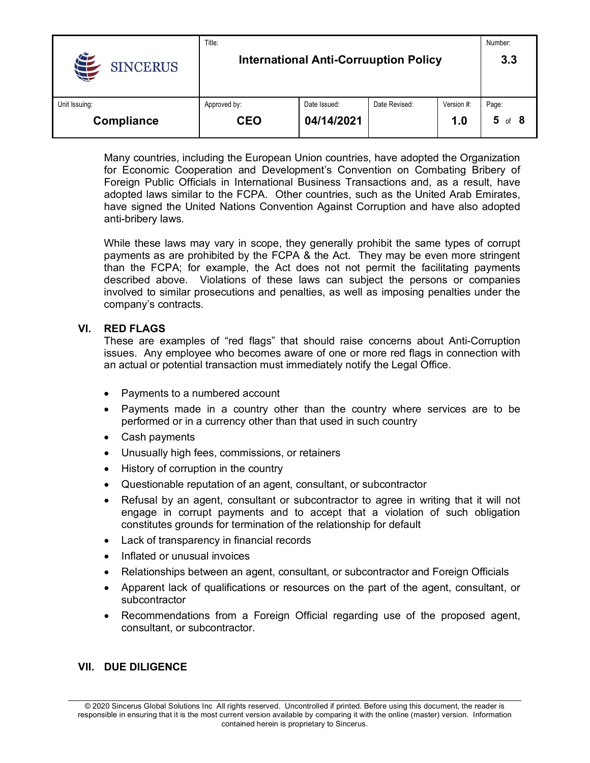Many countries, including the European Union countries, have adopted the Organization for Economic Cooperation and Development's Convention on Combating Bribery of Foreign Public Officials in International Business Transactions and, as a result, have adopted laws similar to the FCPA. Other countries, such as the United Arab Emirates, have signed the United Nations Convention Against Corruption and have also adopted anti-bribery laws.

While these laws may vary in scope, they generally prohibit the same types of corrupt payments as are prohibited by the FCPA & the Act. They may be even more stringent than the FCPA; for example, the Act does not not permit the facilitating payments described above. Violations of these laws can subject the persons or companies involved to similar prosecutions and penalties, as well as imposing penalties under the company's contracts.

## VI. RED FLAGS

These are examples of "red flags" that should raise concerns about Anti-Corruption issues. Any employee who becomes aware of one or more red flags in connection with an actual or potential transaction must immediately notify the Legal Office.

- Payments to a numbered account
- Payments made in a country other than the country where services are to be performed or in a currency other than that used in such country
- Cash payments
- Unusually high fees, commissions, or retainers
- History of corruption in the country
- Questionable reputation of an agent, consultant, or subcontractor
- Refusal by an agent, consultant or subcontractor to agree in writing that it will not engage in corrupt payments and to accept that a violation of such obligation constitutes grounds for termination of the relationship for default
- Lack of transparency in financial records
- Inflated or unusual invoices
- Relationships between an agent, consultant, or subcontractor and Foreign Officials
- Apparent lack of qualifications or resources on the part of the agent, consultant, or subcontractor
- Recommendations from a Foreign Official regarding use of the proposed agent, consultant, or subcontractor.

## VII. DUE DILIGENCE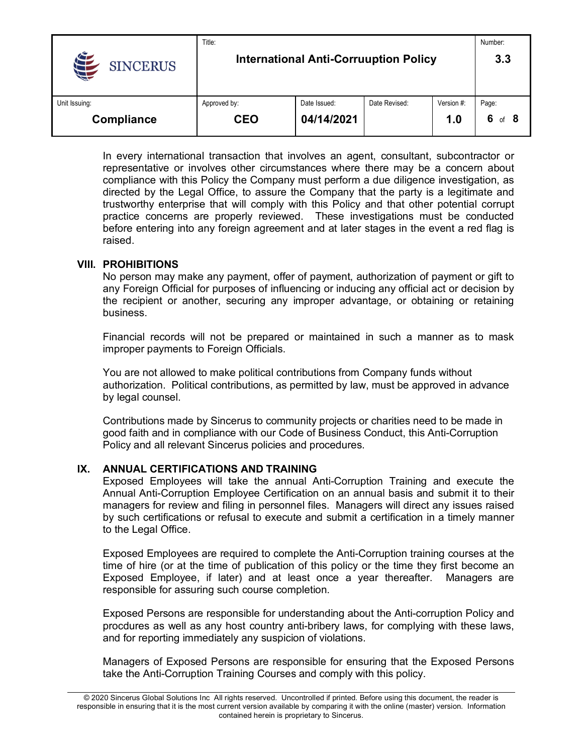In every international transaction that involves an agent, consultant, subcontractor or representative or involves other circumstances where there may be a concern about compliance with this Policy the Company must perform a due diligence investigation, as directed by the Legal Office, to assure the Company that the party is a legitimate and trustworthy enterprise that will comply with this Policy and that other potential corrupt practice concerns are properly reviewed. These investigations must be conducted before entering into any foreign agreement and at later stages in the event a red flag is raised.

## VIII. PROHIBITIONS

No person may make any payment, offer of payment, authorization of payment or gift to any Foreign Official for purposes of influencing or inducing any official act or decision by the recipient or another, securing any improper advantage, or obtaining or retaining business.

Financial records will not be prepared or maintained in such a manner as to mask improper payments to Foreign Officials.

You are not allowed to make political contributions from Company funds without authorization. Political contributions, as permitted by law, must be approved in advance by legal counsel.

Contributions made by Sincerus to community projects or charities need to be made in good faith and in compliance with our Code of Business Conduct, this Anti-Corruption Policy and all relevant Sincerus policies and procedures.

## IX. ANNUAL CERTIFICATIONS AND TRAINING

Exposed Employees will take the annual Anti-Corruption Training and execute the Annual Anti-Corruption Employee Certification on an annual basis and submit it to their managers for review and filing in personnel files. Managers will direct any issues raised by such certifications or refusal to execute and submit a certification in a timely manner to the Legal Office.

Exposed Employees are required to complete the Anti-Corruption training courses at the time of hire (or at the time of publication of this policy or the time they first become an Exposed Employee, if later) and at least once a year thereafter. Managers are responsible for assuring such course completion.

Exposed Persons are responsible for understanding about the Anti-corruption Policy and procdures as well as any host country anti-bribery laws, for complying with these laws, and for reporting immediately any suspicion of violations.

Managers of Exposed Persons are responsible for ensuring that the Exposed Persons take the Anti-Corruption Training Courses and comply with this policy.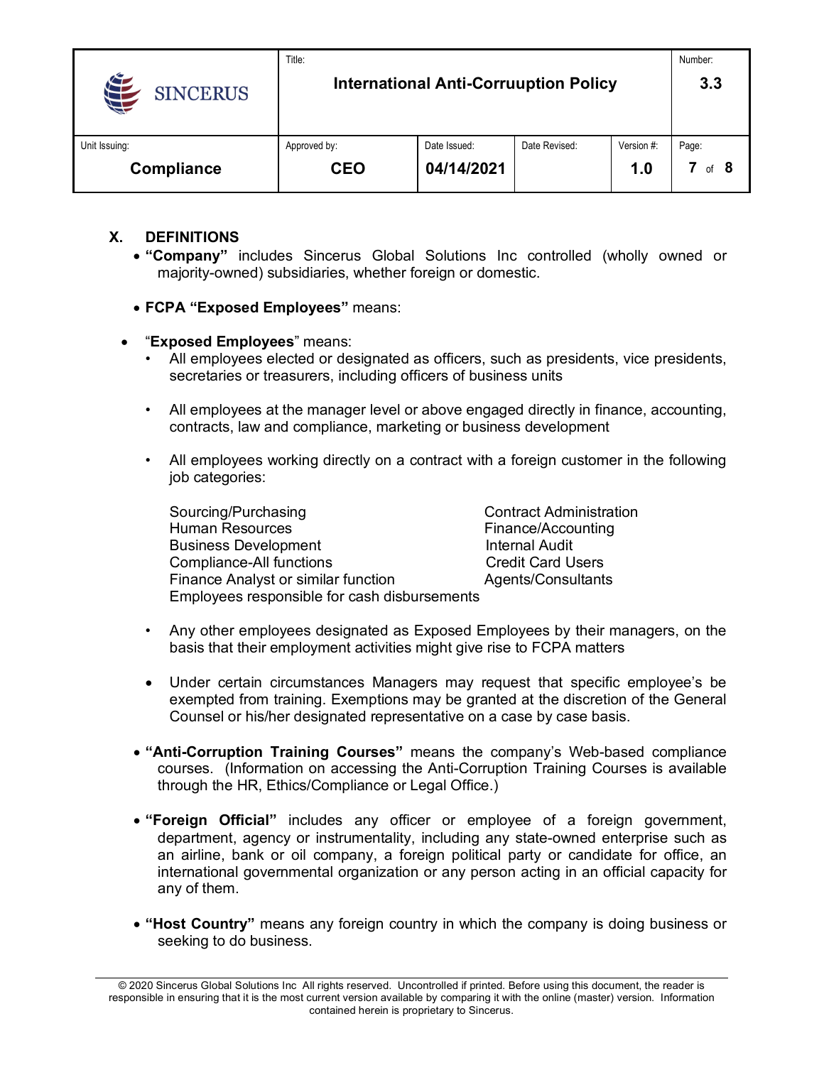## X. DEFINITIONS

- **"Company"** includes Sincerus Global Solutions Inc controlled (wholly owned or majority-owned) subsidiaries, whether foreign or domestic.

- FCPA **"Exposed Employees"** means:

- "**Exposed Employees**" means:
  - All employees elected or designated as officers, such as presidents, vice presidents, secretaries or treasurers, including officers of business units
  - All employees at the manager level or above engaged directly in finance, accounting, contracts, law and compliance, marketing or business development
  - All employees working directly on a contract with a foreign customer in the following job categories:

    Sourcing/Purchasing
    Human Resources
    Business Development
    Compliance-All functions
    Finance Analyst or similar function
    Employees responsible for cash disbursements
    Contract Administration
    Finance/Accounting
    Internal Audit
    Credit Card Users
    Agents/Consultants

  - Any other employees designated as Exposed Employees by their managers, on the basis that their employment activities might give rise to FCPA matters
  - Under certain circumstances Managers may request that specific employee's be exempted from training. Exemptions may be granted at the discretion of the General Counsel or his/her designated representative on a case by case basis.

- **"Anti-Corruption Training Courses"** means the company's Web-based compliance courses. (Information on accessing the Anti-Corruption Training Courses is available through the HR, Ethics/Compliance or Legal Office.)

- **"Foreign Official"** includes any officer or employee of a foreign government, department, agency or instrumentality, including any state-owned enterprise such as an airline, bank or oil company, a foreign political party or candidate for office, an international governmental organization or any person acting in an official capacity for any of them.

- **"Host Country"** means any foreign country in which the company is doing business or seeking to do business.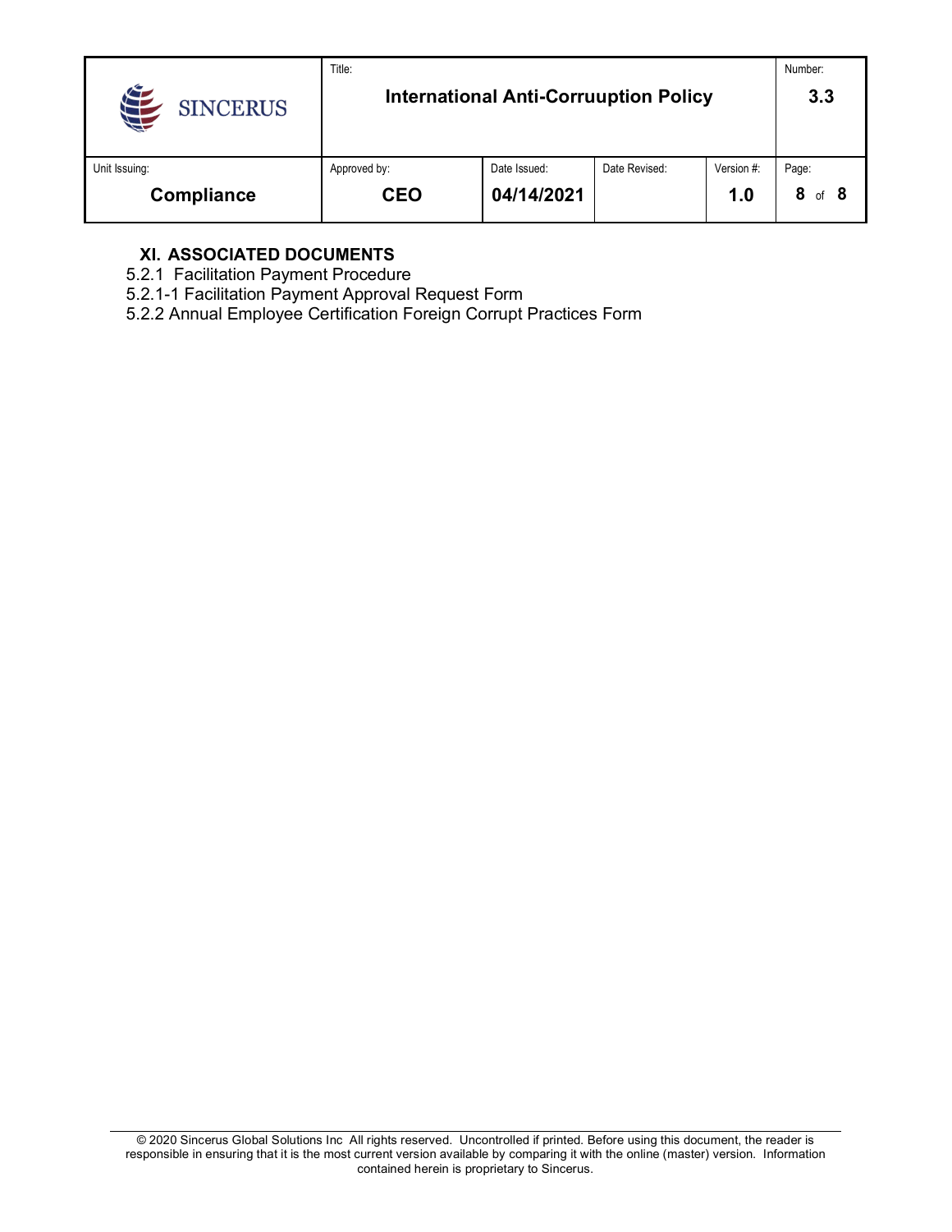## XI. ASSOCIATED DOCUMENTS

5.2.1 Facilitation Payment Procedure
5.2.1-1 Facilitation Payment Approval Request Form
5.2.2 Annual Employee Certification Foreign Corrupt Practices Form